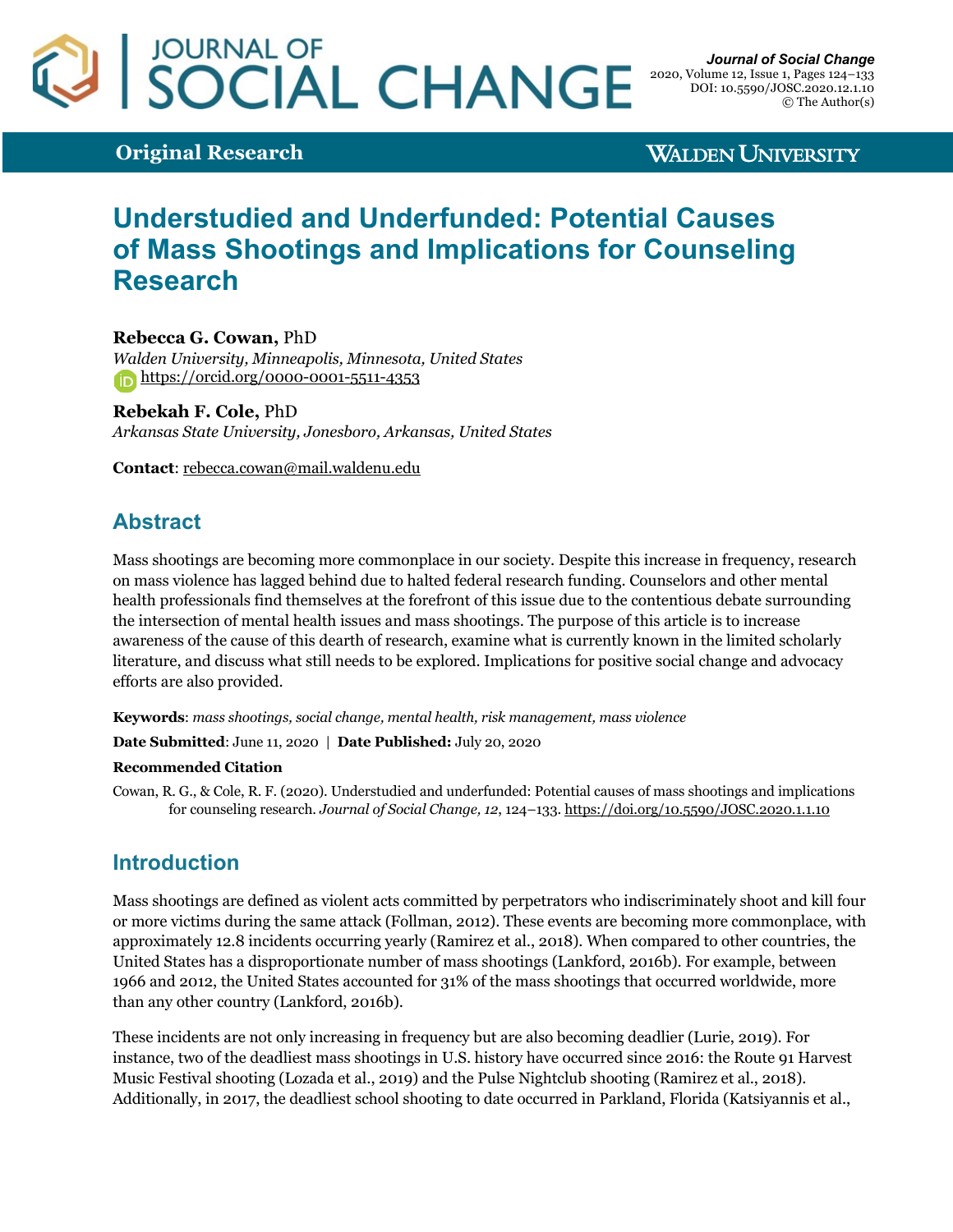**Original Research**

**Walden University**

# Understudied and Underfunded: Potential Causes of Mass Shootings and Implications for Counseling Research

**Rebecca G. Cowan,** PhD
*Walden University, Minneapolis, Minnesota, United States*
https://orcid.org/0000-0001-5511-4353

**Rebekah F. Cole,** PhD
*Arkansas State University, Jonesboro, Arkansas, United States*

**Contact**: rebecca.cowan@mail.waldenu.edu

## Abstract

Mass shootings are becoming more commonplace in our society. Despite this increase in frequency, research on mass violence has lagged behind due to halted federal research funding. Counselors and other mental health professionals find themselves at the forefront of this issue due to the contentious debate surrounding the intersection of mental health issues and mass shootings. The purpose of this article is to increase awareness of the cause of this dearth of research, examine what is currently known in the limited scholarly literature, and discuss what still needs to be explored. Implications for positive social change and advocacy efforts are also provided.

**Keywords**: *mass shootings, social change, mental health, risk management, mass violence*

**Date Submitted**: June 11, 2020 | **Date Published:** July 20, 2020

**Recommended Citation**

Cowan, R. G., & Cole, R. F. (2020). Understudied and underfunded: Potential causes of mass shootings and implications for counseling research. *Journal of Social Change, 12*, 124–133. https://doi.org/10.5590/JOSC.2020.1.1.10

## Introduction

Mass shootings are defined as violent acts committed by perpetrators who indiscriminately shoot and kill four or more victims during the same attack (Follman, 2012). These events are becoming more commonplace, with approximately 12.8 incidents occurring yearly (Ramirez et al., 2018). When compared to other countries, the United States has a disproportionate number of mass shootings (Lankford, 2016b). For example, between 1966 and 2012, the United States accounted for 31% of the mass shootings that occurred worldwide, more than any other country (Lankford, 2016b).

These incidents are not only increasing in frequency but are also becoming deadlier (Lurie, 2019). For instance, two of the deadliest mass shootings in U.S. history have occurred since 2016: the Route 91 Harvest Music Festival shooting (Lozada et al., 2019) and the Pulse Nightclub shooting (Ramirez et al., 2018). Additionally, in 2017, the deadliest school shooting to date occurred in Parkland, Florida (Katsiyannis et al.,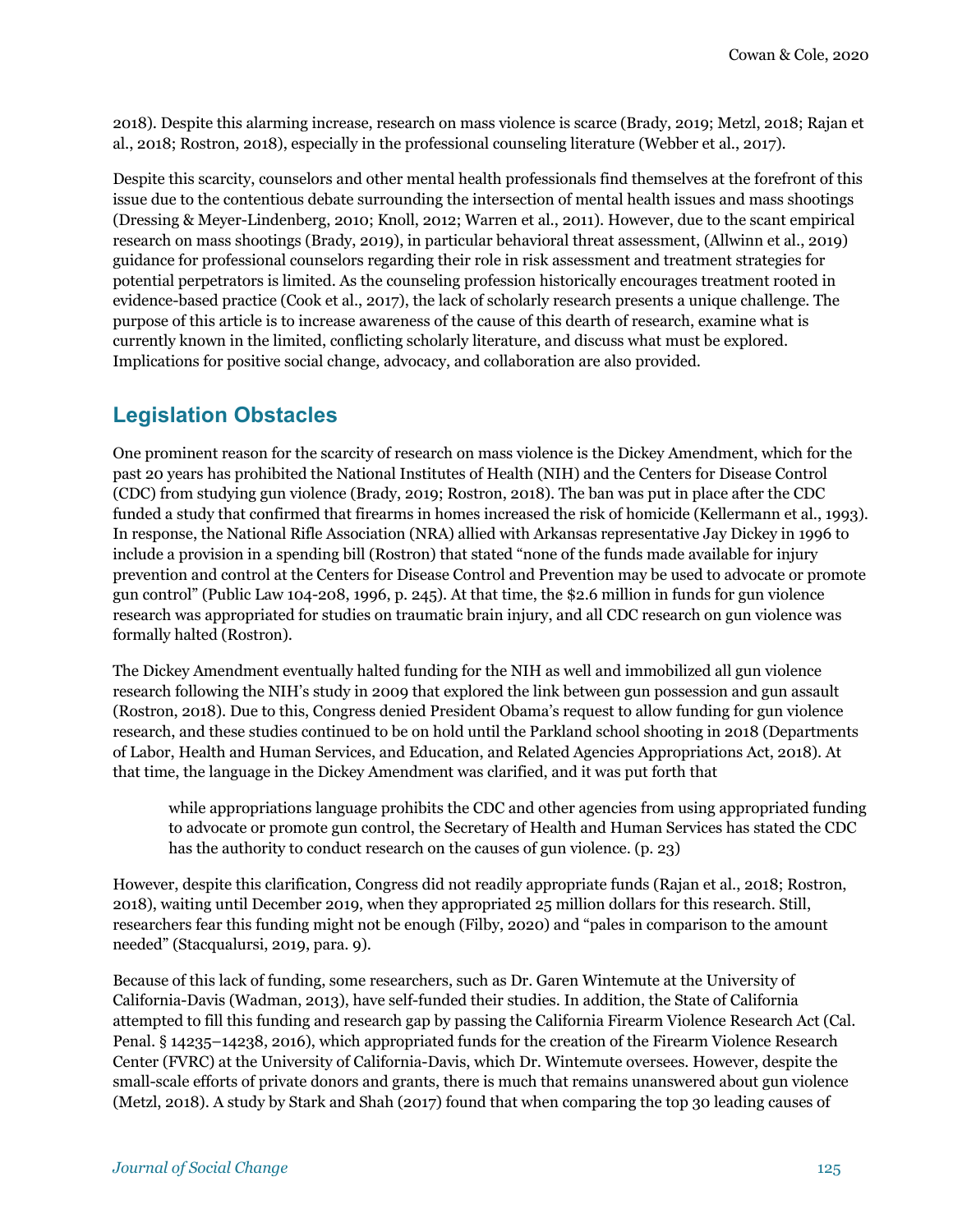2018). Despite this alarming increase, research on mass violence is scarce (Brady, 2019; Metzl, 2018; Rajan et al., 2018; Rostron, 2018), especially in the professional counseling literature (Webber et al., 2017).

Despite this scarcity, counselors and other mental health professionals find themselves at the forefront of this issue due to the contentious debate surrounding the intersection of mental health issues and mass shootings (Dressing & Meyer-Lindenberg, 2010; Knoll, 2012; Warren et al., 2011). However, due to the scant empirical research on mass shootings (Brady, 2019), in particular behavioral threat assessment, (Allwinn et al., 2019) guidance for professional counselors regarding their role in risk assessment and treatment strategies for potential perpetrators is limited. As the counseling profession historically encourages treatment rooted in evidence-based practice (Cook et al., 2017), the lack of scholarly research presents a unique challenge. The purpose of this article is to increase awareness of the cause of this dearth of research, examine what is currently known in the limited, conflicting scholarly literature, and discuss what must be explored. Implications for positive social change, advocacy, and collaboration are also provided.

## Legislation Obstacles

One prominent reason for the scarcity of research on mass violence is the Dickey Amendment, which for the past 20 years has prohibited the National Institutes of Health (NIH) and the Centers for Disease Control (CDC) from studying gun violence (Brady, 2019; Rostron, 2018). The ban was put in place after the CDC funded a study that confirmed that firearms in homes increased the risk of homicide (Kellermann et al., 1993). In response, the National Rifle Association (NRA) allied with Arkansas representative Jay Dickey in 1996 to include a provision in a spending bill (Rostron) that stated "none of the funds made available for injury prevention and control at the Centers for Disease Control and Prevention may be used to advocate or promote gun control" (Public Law 104-208, 1996, p. 245). At that time, the $2.6 million in funds for gun violence research was appropriated for studies on traumatic brain injury, and all CDC research on gun violence was formally halted (Rostron).

The Dickey Amendment eventually halted funding for the NIH as well and immobilized all gun violence research following the NIH's study in 2009 that explored the link between gun possession and gun assault (Rostron, 2018). Due to this, Congress denied President Obama's request to allow funding for gun violence research, and these studies continued to be on hold until the Parkland school shooting in 2018 (Departments of Labor, Health and Human Services, and Education, and Related Agencies Appropriations Act, 2018). At that time, the language in the Dickey Amendment was clarified, and it was put forth that

> while appropriations language prohibits the CDC and other agencies from using appropriated funding to advocate or promote gun control, the Secretary of Health and Human Services has stated the CDC has the authority to conduct research on the causes of gun violence. (p. 23)

However, despite this clarification, Congress did not readily appropriate funds (Rajan et al., 2018; Rostron, 2018), waiting until December 2019, when they appropriated 25 million dollars for this research. Still, researchers fear this funding might not be enough (Filby, 2020) and "pales in comparison to the amount needed" (Stacqualursi, 2019, para. 9).

Because of this lack of funding, some researchers, such as Dr. Garen Wintemute at the University of California-Davis (Wadman, 2013), have self-funded their studies. In addition, the State of California attempted to fill this funding and research gap by passing the California Firearm Violence Research Act (Cal. Penal. § 14235–14238, 2016), which appropriated funds for the creation of the Firearm Violence Research Center (FVRC) at the University of California-Davis, which Dr. Wintemute oversees. However, despite the small-scale efforts of private donors and grants, there is much that remains unanswered about gun violence (Metzl, 2018). A study by Stark and Shah (2017) found that when comparing the top 30 leading causes of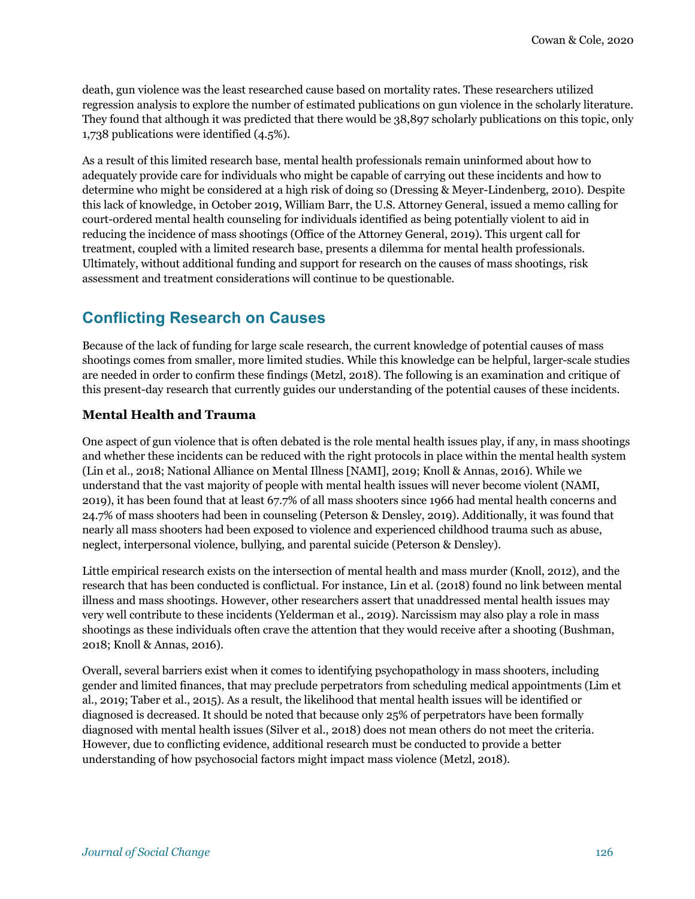death, gun violence was the least researched cause based on mortality rates. These researchers utilized regression analysis to explore the number of estimated publications on gun violence in the scholarly literature. They found that although it was predicted that there would be 38,897 scholarly publications on this topic, only 1,738 publications were identified (4.5%).

As a result of this limited research base, mental health professionals remain uninformed about how to adequately provide care for individuals who might be capable of carrying out these incidents and how to determine who might be considered at a high risk of doing so (Dressing & Meyer-Lindenberg, 2010). Despite this lack of knowledge, in October 2019, William Barr, the U.S. Attorney General, issued a memo calling for court-ordered mental health counseling for individuals identified as being potentially violent to aid in reducing the incidence of mass shootings (Office of the Attorney General, 2019). This urgent call for treatment, coupled with a limited research base, presents a dilemma for mental health professionals. Ultimately, without additional funding and support for research on the causes of mass shootings, risk assessment and treatment considerations will continue to be questionable.

## Conflicting Research on Causes

Because of the lack of funding for large scale research, the current knowledge of potential causes of mass shootings comes from smaller, more limited studies. While this knowledge can be helpful, larger-scale studies are needed in order to confirm these findings (Metzl, 2018). The following is an examination and critique of this present-day research that currently guides our understanding of the potential causes of these incidents.

### Mental Health and Trauma

One aspect of gun violence that is often debated is the role mental health issues play, if any, in mass shootings and whether these incidents can be reduced with the right protocols in place within the mental health system (Lin et al., 2018; National Alliance on Mental Illness [NAMI], 2019; Knoll & Annas, 2016). While we understand that the vast majority of people with mental health issues will never become violent (NAMI, 2019), it has been found that at least 67.7% of all mass shooters since 1966 had mental health concerns and 24.7% of mass shooters had been in counseling (Peterson & Densley, 2019). Additionally, it was found that nearly all mass shooters had been exposed to violence and experienced childhood trauma such as abuse, neglect, interpersonal violence, bullying, and parental suicide (Peterson & Densley).

Little empirical research exists on the intersection of mental health and mass murder (Knoll, 2012), and the research that has been conducted is conflictual. For instance, Lin et al. (2018) found no link between mental illness and mass shootings. However, other researchers assert that unaddressed mental health issues may very well contribute to these incidents (Yelderman et al., 2019). Narcissism may also play a role in mass shootings as these individuals often crave the attention that they would receive after a shooting (Bushman, 2018; Knoll & Annas, 2016).

Overall, several barriers exist when it comes to identifying psychopathology in mass shooters, including gender and limited finances, that may preclude perpetrators from scheduling medical appointments (Lim et al., 2019; Taber et al., 2015). As a result, the likelihood that mental health issues will be identified or diagnosed is decreased. It should be noted that because only 25% of perpetrators have been formally diagnosed with mental health issues (Silver et al., 2018) does not mean others do not meet the criteria. However, due to conflicting evidence, additional research must be conducted to provide a better understanding of how psychosocial factors might impact mass violence (Metzl, 2018).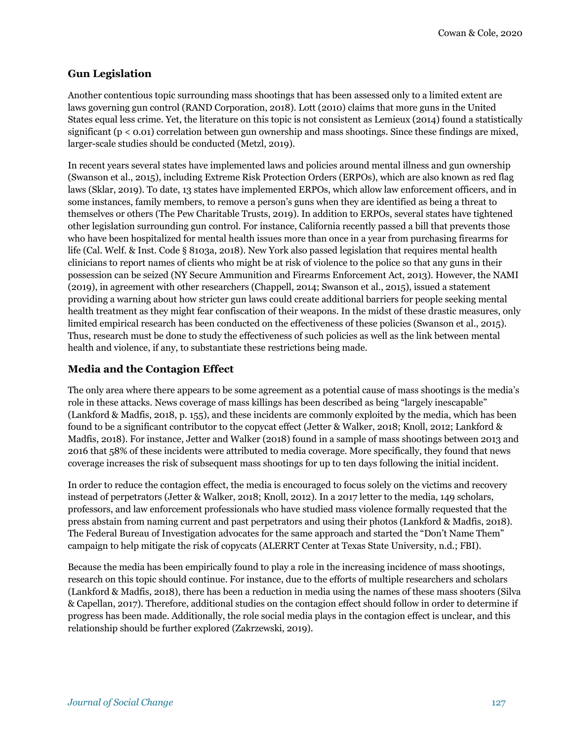## Gun Legislation

Another contentious topic surrounding mass shootings that has been assessed only to a limited extent are laws governing gun control (RAND Corporation, 2018). Lott (2010) claims that more guns in the United States equal less crime. Yet, the literature on this topic is not consistent as Lemieux (2014) found a statistically significant ($p < 0.01$) correlation between gun ownership and mass shootings. Since these findings are mixed, larger-scale studies should be conducted (Metzl, 2019).

In recent years several states have implemented laws and policies around mental illness and gun ownership (Swanson et al., 2015), including Extreme Risk Protection Orders (ERPOs), which are also known as red flag laws (Sklar, 2019). To date, 13 states have implemented ERPOs, which allow law enforcement officers, and in some instances, family members, to remove a person's guns when they are identified as being a threat to themselves or others (The Pew Charitable Trusts, 2019). In addition to ERPOs, several states have tightened other legislation surrounding gun control. For instance, California recently passed a bill that prevents those who have been hospitalized for mental health issues more than once in a year from purchasing firearms for life (Cal. Welf. & Inst. Code § 8103a, 2018). New York also passed legislation that requires mental health clinicians to report names of clients who might be at risk of violence to the police so that any guns in their possession can be seized (NY Secure Ammunition and Firearms Enforcement Act, 2013). However, the NAMI (2019), in agreement with other researchers (Chappell, 2014; Swanson et al., 2015), issued a statement providing a warning about how stricter gun laws could create additional barriers for people seeking mental health treatment as they might fear confiscation of their weapons. In the midst of these drastic measures, only limited empirical research has been conducted on the effectiveness of these policies (Swanson et al., 2015). Thus, research must be done to study the effectiveness of such policies as well as the link between mental health and violence, if any, to substantiate these restrictions being made.

## Media and the Contagion Effect

The only area where there appears to be some agreement as a potential cause of mass shootings is the media's role in these attacks. News coverage of mass killings has been described as being "largely inescapable" (Lankford & Madfis, 2018, p. 155), and these incidents are commonly exploited by the media, which has been found to be a significant contributor to the copycat effect (Jetter & Walker, 2018; Knoll, 2012; Lankford & Madfis, 2018). For instance, Jetter and Walker (2018) found in a sample of mass shootings between 2013 and 2016 that 58% of these incidents were attributed to media coverage. More specifically, they found that news coverage increases the risk of subsequent mass shootings for up to ten days following the initial incident.

In order to reduce the contagion effect, the media is encouraged to focus solely on the victims and recovery instead of perpetrators (Jetter & Walker, 2018; Knoll, 2012). In a 2017 letter to the media, 149 scholars, professors, and law enforcement professionals who have studied mass violence formally requested that the press abstain from naming current and past perpetrators and using their photos (Lankford & Madfis, 2018). The Federal Bureau of Investigation advocates for the same approach and started the "Don't Name Them" campaign to help mitigate the risk of copycats (ALERRT Center at Texas State University, n.d.; FBI).

Because the media has been empirically found to play a role in the increasing incidence of mass shootings, research on this topic should continue. For instance, due to the efforts of multiple researchers and scholars (Lankford & Madfis, 2018), there has been a reduction in media using the names of these mass shooters (Silva & Capellan, 2017). Therefore, additional studies on the contagion effect should follow in order to determine if progress has been made. Additionally, the role social media plays in the contagion effect is unclear, and this relationship should be further explored (Zakrzewski, 2019).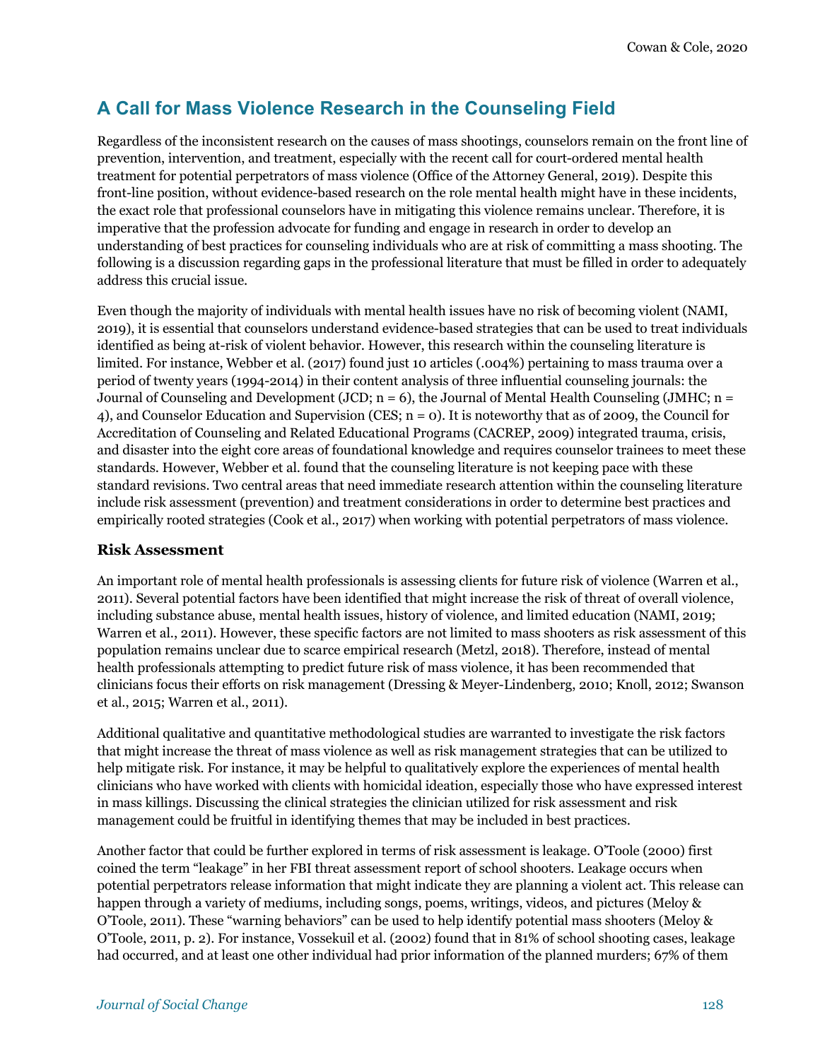## A Call for Mass Violence Research in the Counseling Field

Regardless of the inconsistent research on the causes of mass shootings, counselors remain on the front line of prevention, intervention, and treatment, especially with the recent call for court-ordered mental health treatment for potential perpetrators of mass violence (Office of the Attorney General, 2019). Despite this front-line position, without evidence-based research on the role mental health might have in these incidents, the exact role that professional counselors have in mitigating this violence remains unclear. Therefore, it is imperative that the profession advocate for funding and engage in research in order to develop an understanding of best practices for counseling individuals who are at risk of committing a mass shooting. The following is a discussion regarding gaps in the professional literature that must be filled in order to adequately address this crucial issue.

Even though the majority of individuals with mental health issues have no risk of becoming violent (NAMI, 2019), it is essential that counselors understand evidence-based strategies that can be used to treat individuals identified as being at-risk of violent behavior. However, this research within the counseling literature is limited. For instance, Webber et al. (2017) found just 10 articles (.004%) pertaining to mass trauma over a period of twenty years (1994-2014) in their content analysis of three influential counseling journals: the Journal of Counseling and Development (JCD; n = 6), the Journal of Mental Health Counseling (JMHC; n = 4), and Counselor Education and Supervision (CES; n = 0). It is noteworthy that as of 2009, the Council for Accreditation of Counseling and Related Educational Programs (CACREP, 2009) integrated trauma, crisis, and disaster into the eight core areas of foundational knowledge and requires counselor trainees to meet these standards. However, Webber et al. found that the counseling literature is not keeping pace with these standard revisions. Two central areas that need immediate research attention within the counseling literature include risk assessment (prevention) and treatment considerations in order to determine best practices and empirically rooted strategies (Cook et al., 2017) when working with potential perpetrators of mass violence.

### Risk Assessment

An important role of mental health professionals is assessing clients for future risk of violence (Warren et al., 2011). Several potential factors have been identified that might increase the risk of threat of overall violence, including substance abuse, mental health issues, history of violence, and limited education (NAMI, 2019; Warren et al., 2011). However, these specific factors are not limited to mass shooters as risk assessment of this population remains unclear due to scarce empirical research (Metzl, 2018). Therefore, instead of mental health professionals attempting to predict future risk of mass violence, it has been recommended that clinicians focus their efforts on risk management (Dressing & Meyer-Lindenberg, 2010; Knoll, 2012; Swanson et al., 2015; Warren et al., 2011).

Additional qualitative and quantitative methodological studies are warranted to investigate the risk factors that might increase the threat of mass violence as well as risk management strategies that can be utilized to help mitigate risk. For instance, it may be helpful to qualitatively explore the experiences of mental health clinicians who have worked with clients with homicidal ideation, especially those who have expressed interest in mass killings. Discussing the clinical strategies the clinician utilized for risk assessment and risk management could be fruitful in identifying themes that may be included in best practices.

Another factor that could be further explored in terms of risk assessment is leakage. O'Toole (2000) first coined the term "leakage" in her FBI threat assessment report of school shooters. Leakage occurs when potential perpetrators release information that might indicate they are planning a violent act. This release can happen through a variety of mediums, including songs, poems, writings, videos, and pictures (Meloy & O'Toole, 2011). These "warning behaviors" can be used to help identify potential mass shooters (Meloy & O'Toole, 2011, p. 2). For instance, Vossekuil et al. (2002) found that in 81% of school shooting cases, leakage had occurred, and at least one other individual had prior information of the planned murders; 67% of them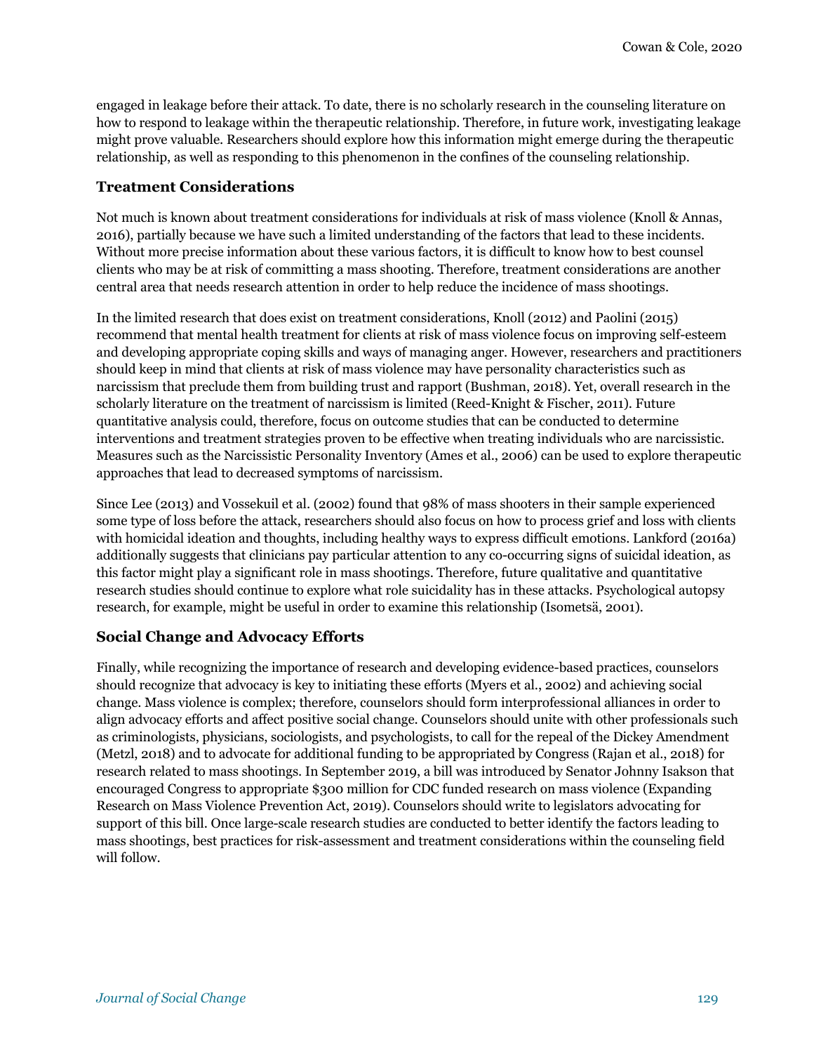engaged in leakage before their attack. To date, there is no scholarly research in the counseling literature on how to respond to leakage within the therapeutic relationship. Therefore, in future work, investigating leakage might prove valuable. Researchers should explore how this information might emerge during the therapeutic relationship, as well as responding to this phenomenon in the confines of the counseling relationship.

### Treatment Considerations

Not much is known about treatment considerations for individuals at risk of mass violence (Knoll & Annas, 2016), partially because we have such a limited understanding of the factors that lead to these incidents. Without more precise information about these various factors, it is difficult to know how to best counsel clients who may be at risk of committing a mass shooting. Therefore, treatment considerations are another central area that needs research attention in order to help reduce the incidence of mass shootings.

In the limited research that does exist on treatment considerations, Knoll (2012) and Paolini (2015) recommend that mental health treatment for clients at risk of mass violence focus on improving self-esteem and developing appropriate coping skills and ways of managing anger. However, researchers and practitioners should keep in mind that clients at risk of mass violence may have personality characteristics such as narcissism that preclude them from building trust and rapport (Bushman, 2018). Yet, overall research in the scholarly literature on the treatment of narcissism is limited (Reed-Knight & Fischer, 2011). Future quantitative analysis could, therefore, focus on outcome studies that can be conducted to determine interventions and treatment strategies proven to be effective when treating individuals who are narcissistic. Measures such as the Narcissistic Personality Inventory (Ames et al., 2006) can be used to explore therapeutic approaches that lead to decreased symptoms of narcissism.

Since Lee (2013) and Vossekuil et al. (2002) found that 98% of mass shooters in their sample experienced some type of loss before the attack, researchers should also focus on how to process grief and loss with clients with homicidal ideation and thoughts, including healthy ways to express difficult emotions. Lankford (2016a) additionally suggests that clinicians pay particular attention to any co-occurring signs of suicidal ideation, as this factor might play a significant role in mass shootings. Therefore, future qualitative and quantitative research studies should continue to explore what role suicidality has in these attacks. Psychological autopsy research, for example, might be useful in order to examine this relationship (Isometsä, 2001).

### Social Change and Advocacy Efforts

Finally, while recognizing the importance of research and developing evidence-based practices, counselors should recognize that advocacy is key to initiating these efforts (Myers et al., 2002) and achieving social change. Mass violence is complex; therefore, counselors should form interprofessional alliances in order to align advocacy efforts and affect positive social change. Counselors should unite with other professionals such as criminologists, physicians, sociologists, and psychologists, to call for the repeal of the Dickey Amendment (Metzl, 2018) and to advocate for additional funding to be appropriated by Congress (Rajan et al., 2018) for research related to mass shootings. In September 2019, a bill was introduced by Senator Johnny Isakson that encouraged Congress to appropriate $300 million for CDC funded research on mass violence (Expanding Research on Mass Violence Prevention Act, 2019). Counselors should write to legislators advocating for support of this bill. Once large-scale research studies are conducted to better identify the factors leading to mass shootings, best practices for risk-assessment and treatment considerations within the counseling field will follow.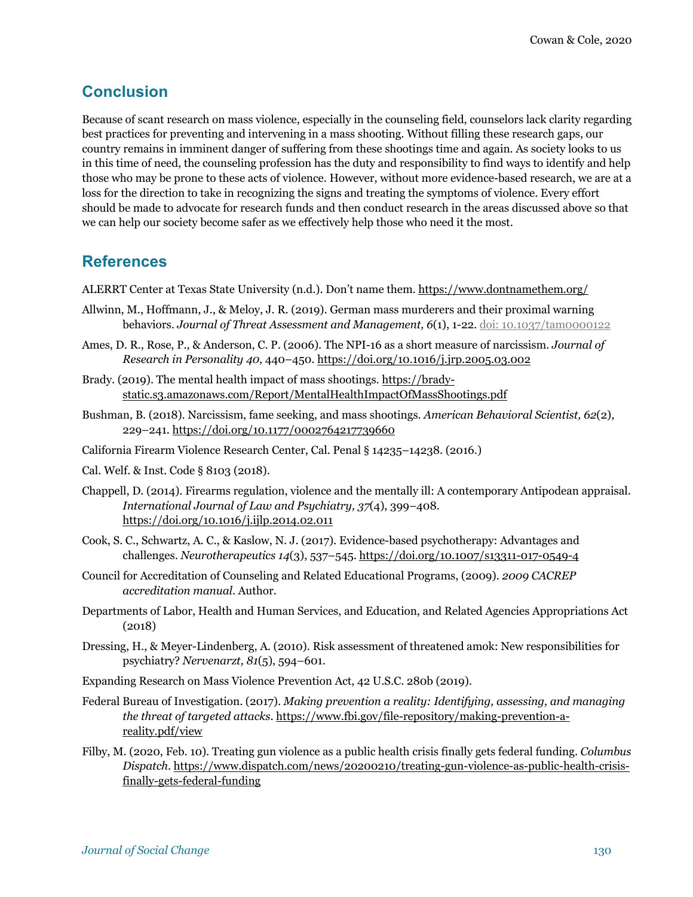## Conclusion

Because of scant research on mass violence, especially in the counseling field, counselors lack clarity regarding best practices for preventing and intervening in a mass shooting. Without filling these research gaps, our country remains in imminent danger of suffering from these shootings time and again. As society looks to us in this time of need, the counseling profession has the duty and responsibility to find ways to identify and help those who may be prone to these acts of violence. However, without more evidence-based research, we are at a loss for the direction to take in recognizing the signs and treating the symptoms of violence. Every effort should be made to advocate for research funds and then conduct research in the areas discussed above so that we can help our society become safer as we effectively help those who need it the most.

## References

ALERRT Center at Texas State University (n.d.). Don't name them. https://www.dontnamethem.org/

Allwinn, M., Hoffmann, J., & Meloy, J. R. (2019). German mass murderers and their proximal warning behaviors. *Journal of Threat Assessment and Management, 6*(1), 1-22. doi: 10.1037/tam0000122

Ames, D. R., Rose, P., & Anderson, C. P. (2006). The NPI-16 as a short measure of narcissism. *Journal of Research in Personality 40*, 440–450. https://doi.org/10.1016/j.jrp.2005.03.002

Brady. (2019). The mental health impact of mass shootings. https://brady-static.s3.amazonaws.com/Report/MentalHealthImpactOfMassShootings.pdf

Bushman, B. (2018). Narcissism, fame seeking, and mass shootings. *American Behavioral Scientist, 62*(2), 229–241. https://doi.org/10.1177/0002764217739660

California Firearm Violence Research Center, Cal. Penal § 14235–14238. (2016.)

Cal. Welf. & Inst. Code § 8103 (2018).

Chappell, D. (2014). Firearms regulation, violence and the mentally ill: A contemporary Antipodean appraisal. *International Journal of Law and Psychiatry, 37*(4), 399–408. https://doi.org/10.1016/j.ijlp.2014.02.011

Cook, S. C., Schwartz, A. C., & Kaslow, N. J. (2017). Evidence-based psychotherapy: Advantages and challenges. *Neurotherapeutics 14*(3), 537–545. https://doi.org/10.1007/s13311-017-0549-4

Council for Accreditation of Counseling and Related Educational Programs, (2009). *2009 CACREP accreditation manual*. Author.

Departments of Labor, Health and Human Services, and Education, and Related Agencies Appropriations Act (2018)

Dressing, H., & Meyer-Lindenberg, A. (2010). Risk assessment of threatened amok: New responsibilities for psychiatry? *Nervenarzt, 81*(5), 594–601.

Expanding Research on Mass Violence Prevention Act, 42 U.S.C. 280b (2019).

Federal Bureau of Investigation. (2017). *Making prevention a reality: Identifying, assessing, and managing the threat of targeted attacks*. https://www.fbi.gov/file-repository/making-prevention-a-reality.pdf/view

Filby, M. (2020, Feb. 10). Treating gun violence as a public health crisis finally gets federal funding. *Columbus Dispatch*. https://www.dispatch.com/news/20200210/treating-gun-violence-as-public-health-crisis-finally-gets-federal-funding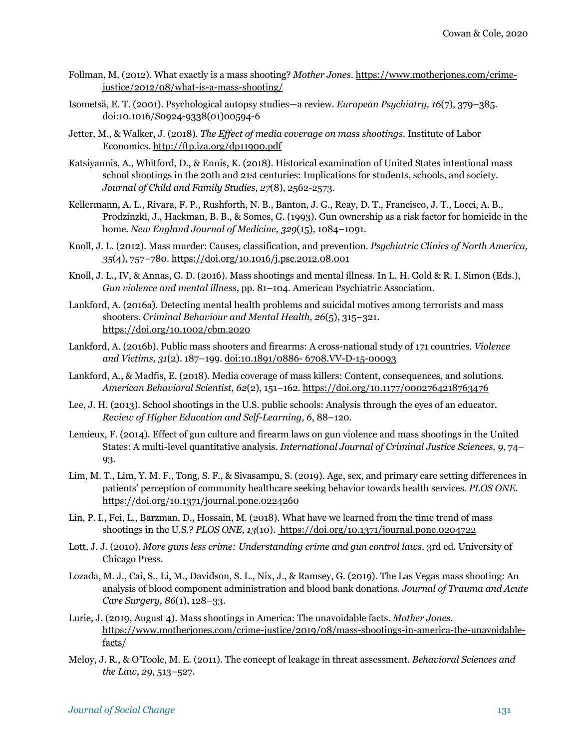Follman, M. (2012). What exactly is a mass shooting? *Mother Jones*. https://www.motherjones.com/crime-justice/2012/08/what-is-a-mass-shooting/

Isometsä, E. T. (2001). Psychological autopsy studies—a review. *European Psychiatry, 16*(7), 379–385. doi:10.1016/S0924-9338(01)00594-6

Jetter, M., & Walker, J. (2018). *The Effect of media coverage on mass shootings*. Institute of Labor Economics. http://ftp.iza.org/dp11900.pdf

Katsiyannis, A., Whitford, D., & Ennis, K. (2018). Historical examination of United States intentional mass school shootings in the 20th and 21st centuries: Implications for students, schools, and society. *Journal of Child and Family Studies, 27*(8), 2562-2573.

Kellermann, A. L., Rivara, F. P., Rushforth, N. B., Banton, J. G., Reay, D. T., Francisco, J. T., Locci, A. B., Prodzinzki, J., Hackman, B. B., & Somes, G. (1993). Gun ownership as a risk factor for homicide in the home. *New England Journal of Medicine, 329*(15), 1084–1091.

Knoll, J. L. (2012). Mass murder: Causes, classification, and prevention. *Psychiatric Clinics of North America, 35*(4), 757–780. https://doi.org/10.1016/j.psc.2012.08.001

Knoll, J. L., IV, & Annas, G. D. (2016). Mass shootings and mental illness. In L. H. Gold & R. I. Simon (Eds.), *Gun violence and mental illness*, pp. 81–104. American Psychiatric Association.

Lankford, A. (2016a). Detecting mental health problems and suicidal motives among terrorists and mass shooters. *Criminal Behaviour and Mental Health, 26*(5), 315–321. https://doi.org/10.1002/cbm.2020

Lankford, A. (2016b). Public mass shooters and firearms: A cross-national study of 171 countries. *Violence and Victims, 31*(2). 187–199. doi:10.1891/0886- 6708.VV-D-15-00093

Lankford, A., & Madfis, E. (2018). Media coverage of mass killers: Content, consequences, and solutions. *American Behavioral Scientist, 62*(2), 151–162. https://doi.org/10.1177/0002764218763476

Lee, J. H. (2013). School shootings in the U.S. public schools: Analysis through the eyes of an educator. *Review of Higher Education and Self-Learning, 6*, 88–120.

Lemieux, F. (2014). Effect of gun culture and firearm laws on gun violence and mass shootings in the United States: A multi-level quantitative analysis. *International Journal of Criminal Justice Sciences, 9*, 74–93.

Lim, M. T., Lim, Y. M. F., Tong, S. F., & Sivasampu, S. (2019). Age, sex, and primary care setting differences in patients' perception of community healthcare seeking behavior towards health services. *PLOS ONE*. https://doi.org/10.1371/journal.pone.0224260

Lin, P. I., Fei, L., Barzman, D., Hossain, M. (2018). What have we learned from the time trend of mass shootings in the U.S.? *PLOS ONE, 13*(10). https://doi.org/10.1371/journal.pone.0204722

Lott, J. J. (2010). *More guns less crime: Understanding crime and gun control laws*. 3rd ed. University of Chicago Press.

Lozada, M. J., Cai, S., Li, M., Davidson, S. L., Nix, J., & Ramsey, G. (2019). The Las Vegas mass shooting: An analysis of blood component administration and blood bank donations. *Journal of Trauma and Acute Care Surgery, 86*(1), 128–33.

Lurie, J. (2019, August 4). Mass shootings in America: The unavoidable facts. *Mother Jones*. https://www.motherjones.com/crime-justice/2019/08/mass-shootings-in-america-the-unavoidable-facts/

Meloy, J. R., & O'Toole, M. E. (2011). The concept of leakage in threat assessment. *Behavioral Sciences and the Law, 29*, 513–527.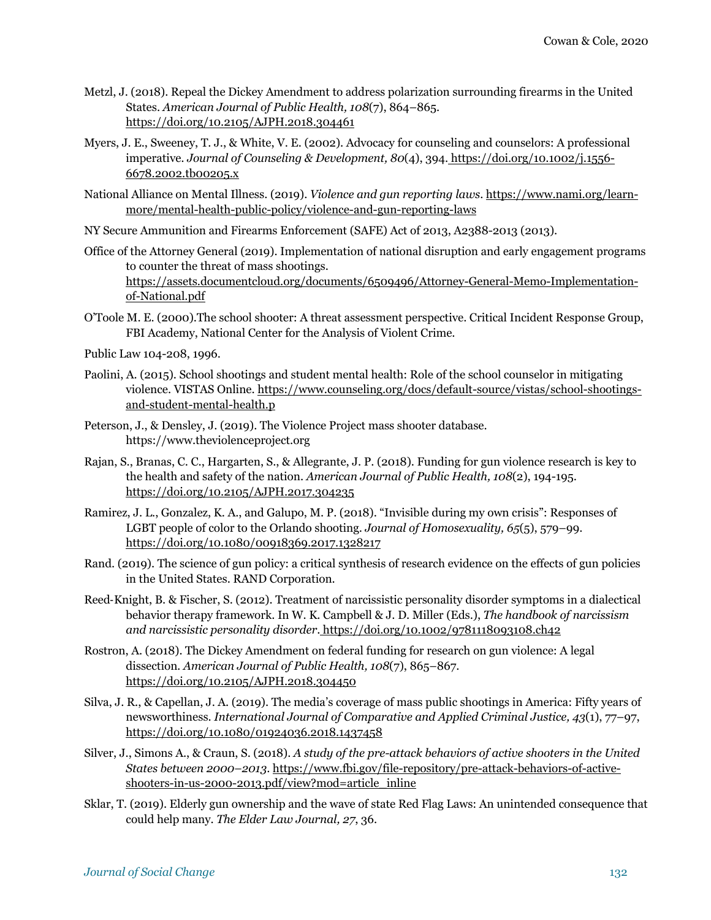Metzl, J. (2018). Repeal the Dickey Amendment to address polarization surrounding firearms in the United States. *American Journal of Public Health, 108*(7), 864–865. https://doi.org/10.2105/AJPH.2018.304461

Myers, J. E., Sweeney, T. J., & White, V. E. (2002). Advocacy for counseling and counselors: A professional imperative. *Journal of Counseling & Development, 80*(4), 394. https://doi.org/10.1002/j.1556-6678.2002.tb00205.x

National Alliance on Mental Illness. (2019). *Violence and gun reporting laws*. https://www.nami.org/learn-more/mental-health-public-policy/violence-and-gun-reporting-laws

NY Secure Ammunition and Firearms Enforcement (SAFE) Act of 2013, A2388-2013 (2013).

Office of the Attorney General (2019). Implementation of national disruption and early engagement programs to counter the threat of mass shootings. https://assets.documentcloud.org/documents/6509496/Attorney-General-Memo-Implementation-of-National.pdf

O'Toole M. E. (2000).The school shooter: A threat assessment perspective. Critical Incident Response Group, FBI Academy, National Center for the Analysis of Violent Crime.

Public Law 104-208, 1996.

Paolini, A. (2015). School shootings and student mental health: Role of the school counselor in mitigating violence. VISTAS Online. https://www.counseling.org/docs/default-source/vistas/school-shootings-and-student-mental-health.p

Peterson, J., & Densley, J. (2019). The Violence Project mass shooter database. https://www.theviolenceproject.org

Rajan, S., Branas, C. C., Hargarten, S., & Allegrante, J. P. (2018). Funding for gun violence research is key to the health and safety of the nation. *American Journal of Public Health, 108*(2), 194-195. https://doi.org/10.2105/AJPH.2017.304235

Ramirez, J. L., Gonzalez, K. A., and Galupo, M. P. (2018). "Invisible during my own crisis": Responses of LGBT people of color to the Orlando shooting. *Journal of Homosexuality, 65*(5), 579–99. https://doi.org/10.1080/00918369.2017.1328217

Rand. (2019). The science of gun policy: a critical synthesis of research evidence on the effects of gun policies in the United States. RAND Corporation.

Reed-Knight, B. & Fischer, S. (2012). Treatment of narcissistic personality disorder symptoms in a dialectical behavior therapy framework. In W. K. Campbell & J. D. Miller (Eds.), *The handbook of narcissism and narcissistic personality disorder*. https://doi.org/10.1002/9781118093108.ch42

Rostron, A. (2018). The Dickey Amendment on federal funding for research on gun violence: A legal dissection. *American Journal of Public Health, 108*(7), 865–867. https://doi.org/10.2105/AJPH.2018.304450

Silva, J. R., & Capellan, J. A. (2019). The media's coverage of mass public shootings in America: Fifty years of newsworthiness. *International Journal of Comparative and Applied Criminal Justice, 43*(1), 77–97, https://doi.org/10.1080/01924036.2018.1437458

Silver, J., Simons A., & Craun, S. (2018). *A study of the pre-attack behaviors of active shooters in the United States between 2000–2013*. https://www.fbi.gov/file-repository/pre-attack-behaviors-of-active-shooters-in-us-2000-2013.pdf/view?mod=article_inline

Sklar, T. (2019). Elderly gun ownership and the wave of state Red Flag Laws: An unintended consequence that could help many. *The Elder Law Journal, 27*, 36.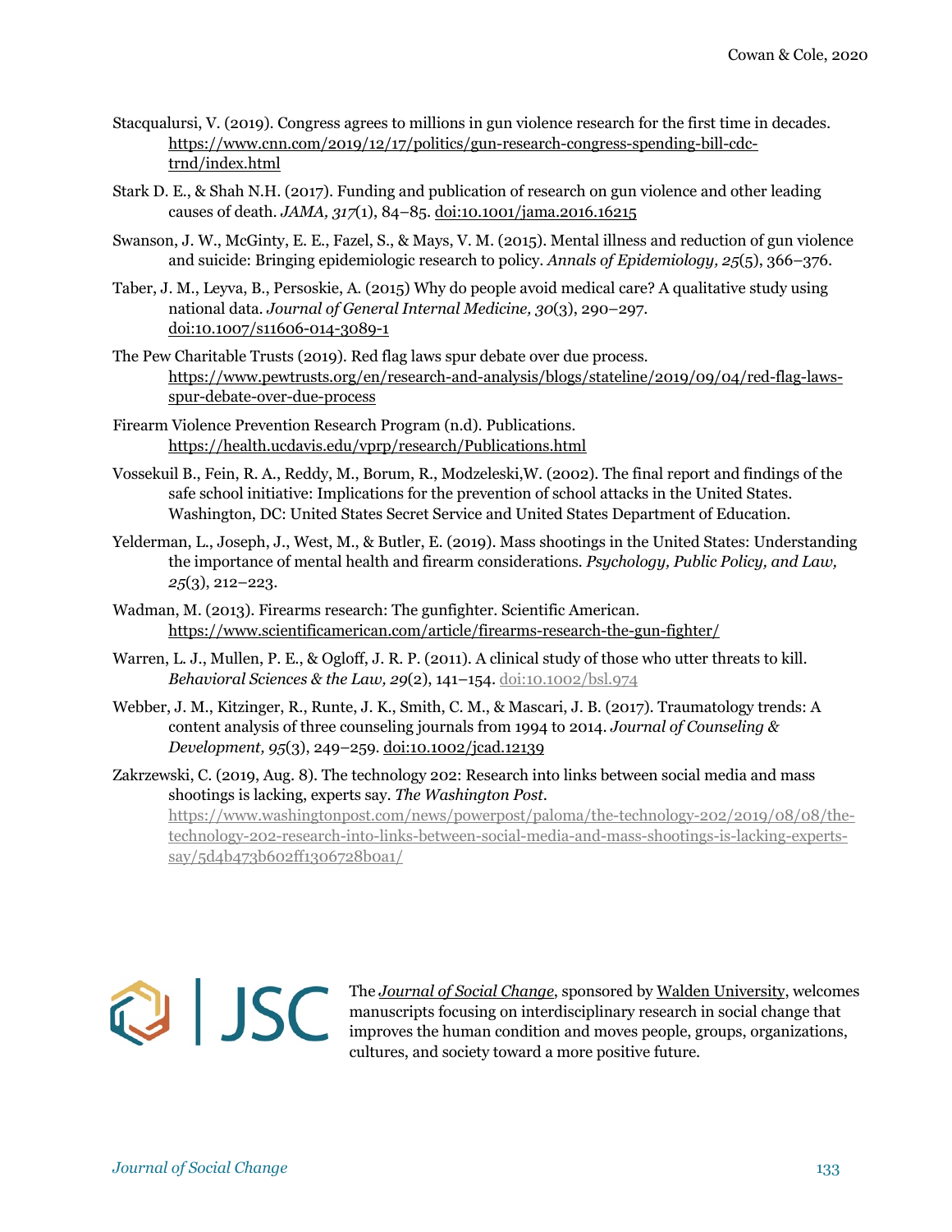Stacqualursi, V. (2019). Congress agrees to millions in gun violence research for the first time in decades. https://www.cnn.com/2019/12/17/politics/gun-research-congress-spending-bill-cdc-trnd/index.html

Stark D. E., & Shah N.H. (2017). Funding and publication of research on gun violence and other leading causes of death. *JAMA, 317*(1), 84–85. doi:10.1001/jama.2016.16215

Swanson, J. W., McGinty, E. E., Fazel, S., & Mays, V. M. (2015). Mental illness and reduction of gun violence and suicide: Bringing epidemiologic research to policy. *Annals of Epidemiology, 25*(5), 366–376.

Taber, J. M., Leyva, B., Persoskie, A. (2015) Why do people avoid medical care? A qualitative study using national data. *Journal of General Internal Medicine, 30*(3), 290–297. doi:10.1007/s11606-014-3089-1

The Pew Charitable Trusts (2019). Red flag laws spur debate over due process. https://www.pewtrusts.org/en/research-and-analysis/blogs/stateline/2019/09/04/red-flag-laws-spur-debate-over-due-process

Firearm Violence Prevention Research Program (n.d). Publications. https://health.ucdavis.edu/vprp/research/Publications.html

Vossekuil B., Fein, R. A., Reddy, M., Borum, R., Modzeleski,W. (2002). The final report and findings of the safe school initiative: Implications for the prevention of school attacks in the United States. Washington, DC: United States Secret Service and United States Department of Education.

Yelderman, L., Joseph, J., West, M., & Butler, E. (2019). Mass shootings in the United States: Understanding the importance of mental health and firearm considerations. *Psychology, Public Policy, and Law, 25*(3), 212–223.

Wadman, M. (2013). Firearms research: The gunfighter. Scientific American. https://www.scientificamerican.com/article/firearms-research-the-gun-fighter/

Warren, L. J., Mullen, P. E., & Ogloff, J. R. P. (2011). A clinical study of those who utter threats to kill. *Behavioral Sciences & the Law, 29*(2), 141–154. doi:10.1002/bsl.974

Webber, J. M., Kitzinger, R., Runte, J. K., Smith, C. M., & Mascari, J. B. (2017). Traumatology trends: A content analysis of three counseling journals from 1994 to 2014. *Journal of Counseling & Development, 95*(3), 249–259. doi:10.1002/jcad.12139

Zakrzewski, C. (2019, Aug. 8). The technology 202: Research into links between social media and mass shootings is lacking, experts say. *The Washington Post*. https://www.washingtonpost.com/news/powerpost/paloma/the-technology-202/2019/08/08/the-technology-202-research-into-links-between-social-media-and-mass-shootings-is-lacking-experts-say/5d4b473b602ff1306728b0a1/

JSC

The *Journal of Social Change*, sponsored by Walden University, welcomes manuscripts focusing on interdisciplinary research in social change that improves the human condition and moves people, groups, organizations, cultures, and society toward a more positive future.